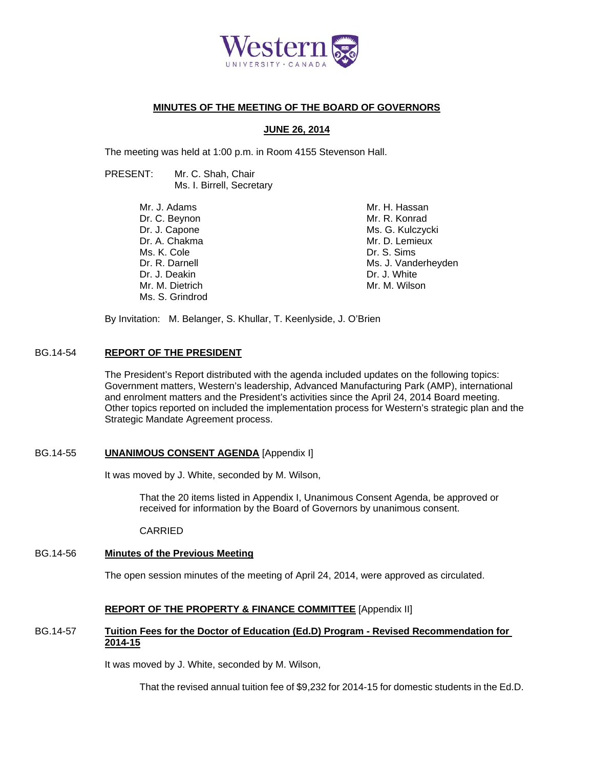Western UNIVERSITY · CANADA

## MINUTES OF THE MEETING OF THE BOARD OF GOVERNORS

### JUNE 26, 2014

The meeting was held at 1:00 p.m. in Room 4155 Stevenson Hall.

PRESENT: Mr. C. Shah, Chair
Ms. I. Birrell, Secretary

Mr. J. Adams
Dr. C. Beynon
Dr. J. Capone
Dr. A. Chakma
Ms. K. Cole
Dr. R. Darnell
Dr. J. Deakin
Mr. M. Dietrich
Ms. S. Grindrod
Mr. H. Hassan
Mr. R. Konrad
Ms. G. Kulczycki
Mr. D. Lemieux
Dr. S. Sims
Ms. J. Vanderheyden
Dr. J. White
Mr. M. Wilson

By Invitation: M. Belanger, S. Khullar, T. Keenlyside, J. O'Brien

**BG.14-54 REPORT OF THE PRESIDENT**

The President's Report distributed with the agenda included updates on the following topics: Government matters, Western's leadership, Advanced Manufacturing Park (AMP), international and enrolment matters and the President's activities since the April 24, 2014 Board meeting. Other topics reported on included the implementation process for Western's strategic plan and the Strategic Mandate Agreement process.

**BG.14-55 UNANIMOUS CONSENT AGENDA** [Appendix I]

It was moved by J. White, seconded by M. Wilson,

> That the 20 items listed in Appendix I, Unanimous Consent Agenda, be approved or received for information by the Board of Governors by unanimous consent.
>
> CARRIED

**BG.14-56 Minutes of the Previous Meeting**

The open session minutes of the meeting of April 24, 2014, were approved as circulated.

**REPORT OF THE PROPERTY & FINANCE COMMITTEE** [Appendix II]

**BG.14-57 Tuition Fees for the Doctor of Education (Ed.D) Program - Revised Recommendation for 2014-15**

It was moved by J. White, seconded by M. Wilson,

> That the revised annual tuition fee of $9,232 for 2014-15 for domestic students in the Ed.D.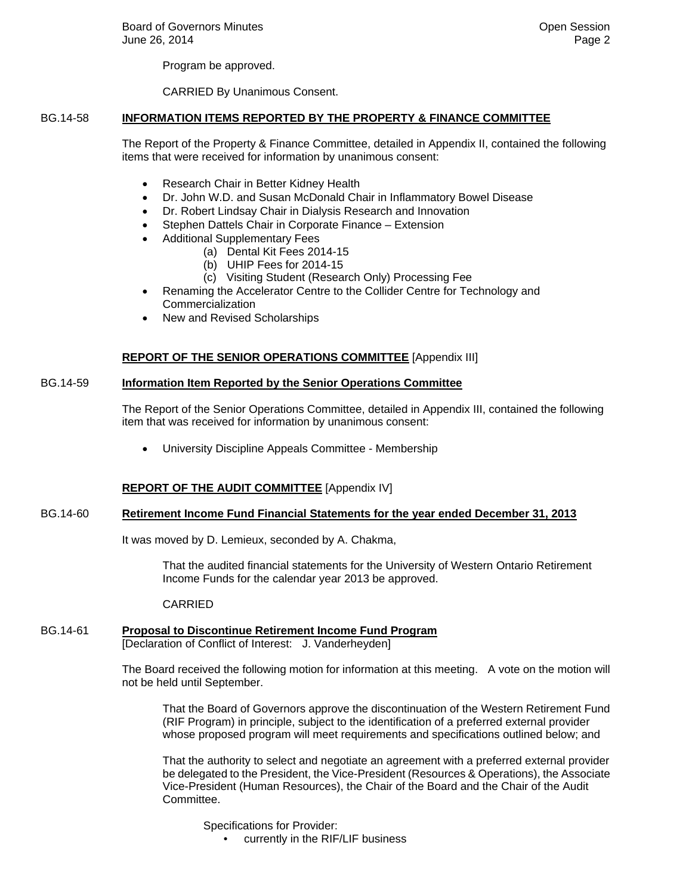Program be approved.

CARRIED By Unanimous Consent.

BG.14-58 **INFORMATION ITEMS REPORTED BY THE PROPERTY & FINANCE COMMITTEE**

The Report of the Property & Finance Committee, detailed in Appendix II, contained the following items that were received for information by unanimous consent:

- Research Chair in Better Kidney Health
- Dr. John W.D. and Susan McDonald Chair in Inflammatory Bowel Disease
- Dr. Robert Lindsay Chair in Dialysis Research and Innovation
- Stephen Dattels Chair in Corporate Finance – Extension
- Additional Supplementary Fees
  - (a) Dental Kit Fees 2014-15
  - (b) UHIP Fees for 2014-15
  - (c) Visiting Student (Research Only) Processing Fee
- Renaming the Accelerator Centre to the Collider Centre for Technology and Commercialization
- New and Revised Scholarships

**REPORT OF THE SENIOR OPERATIONS COMMITTEE** [Appendix III]

BG.14-59 **Information Item Reported by the Senior Operations Committee**

The Report of the Senior Operations Committee, detailed in Appendix III, contained the following item that was received for information by unanimous consent:

- University Discipline Appeals Committee - Membership

**REPORT OF THE AUDIT COMMITTEE** [Appendix IV]

BG.14-60 **Retirement Income Fund Financial Statements for the year ended December 31, 2013**

It was moved by D. Lemieux, seconded by A. Chakma,

That the audited financial statements for the University of Western Ontario Retirement Income Funds for the calendar year 2013 be approved.

CARRIED

BG.14-61 **Proposal to Discontinue Retirement Income Fund Program**
[Declaration of Conflict of Interest: J. Vanderheyden]

The Board received the following motion for information at this meeting. A vote on the motion will not be held until September.

That the Board of Governors approve the discontinuation of the Western Retirement Fund (RIF Program) in principle, subject to the identification of a preferred external provider whose proposed program will meet requirements and specifications outlined below; and

That the authority to select and negotiate an agreement with a preferred external provider be delegated to the President, the Vice-President (Resources & Operations), the Associate Vice-President (Human Resources), the Chair of the Board and the Chair of the Audit Committee.

Specifications for Provider:

- currently in the RIF/LIF business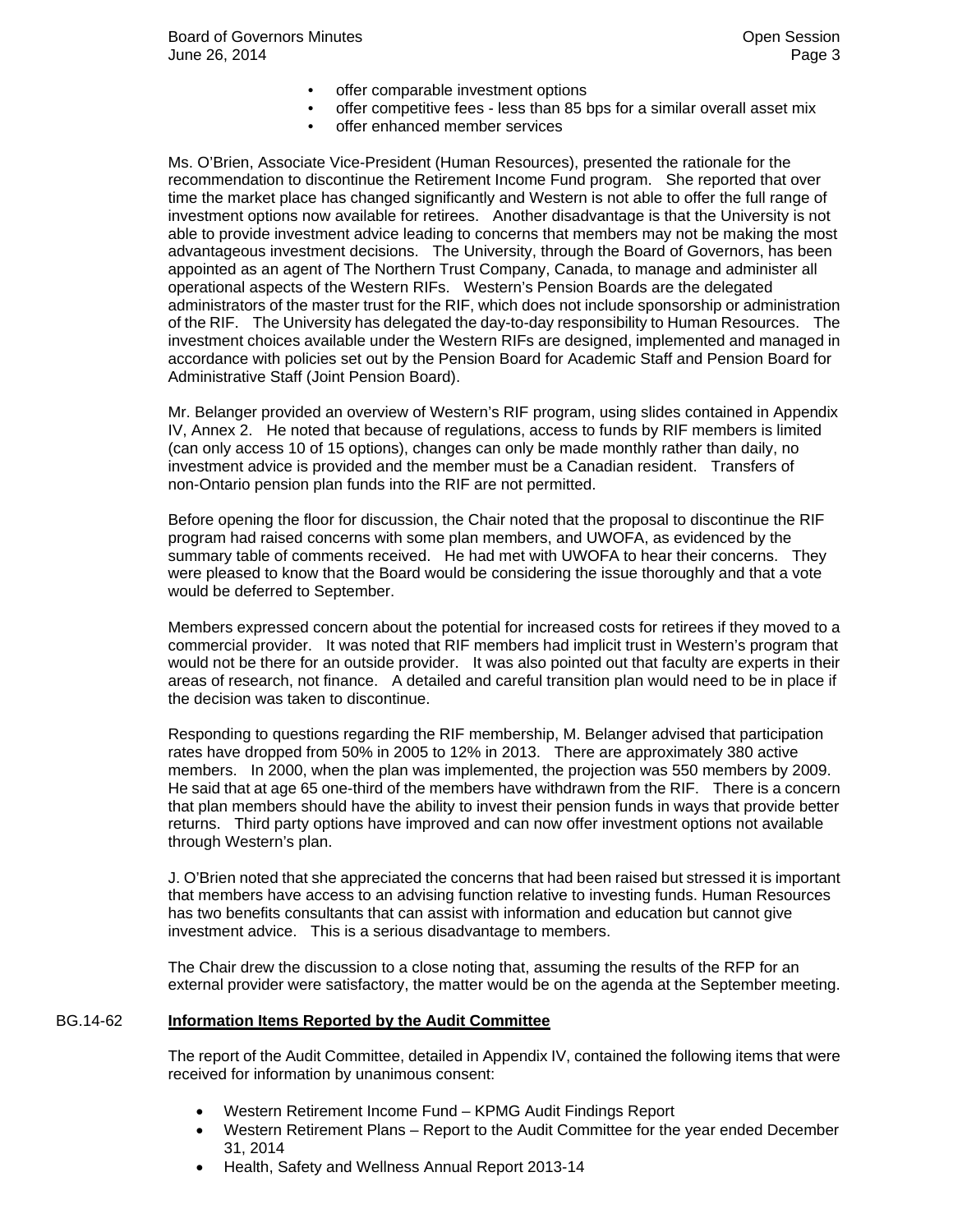- offer comparable investment options
- offer competitive fees - less than 85 bps for a similar overall asset mix
- offer enhanced member services

Ms. O'Brien, Associate Vice-President (Human Resources), presented the rationale for the recommendation to discontinue the Retirement Income Fund program. She reported that over time the market place has changed significantly and Western is not able to offer the full range of investment options now available for retirees. Another disadvantage is that the University is not able to provide investment advice leading to concerns that members may not be making the most advantageous investment decisions. The University, through the Board of Governors, has been appointed as an agent of The Northern Trust Company, Canada, to manage and administer all operational aspects of the Western RIFs. Western's Pension Boards are the delegated administrators of the master trust for the RIF, which does not include sponsorship or administration of the RIF. The University has delegated the day-to-day responsibility to Human Resources. The investment choices available under the Western RIFs are designed, implemented and managed in accordance with policies set out by the Pension Board for Academic Staff and Pension Board for Administrative Staff (Joint Pension Board).

Mr. Belanger provided an overview of Western's RIF program, using slides contained in Appendix IV, Annex 2. He noted that because of regulations, access to funds by RIF members is limited (can only access 10 of 15 options), changes can only be made monthly rather than daily, no investment advice is provided and the member must be a Canadian resident. Transfers of non-Ontario pension plan funds into the RIF are not permitted.

Before opening the floor for discussion, the Chair noted that the proposal to discontinue the RIF program had raised concerns with some plan members, and UWOFA, as evidenced by the summary table of comments received. He had met with UWOFA to hear their concerns. They were pleased to know that the Board would be considering the issue thoroughly and that a vote would be deferred to September.

Members expressed concern about the potential for increased costs for retirees if they moved to a commercial provider. It was noted that RIF members had implicit trust in Western's program that would not be there for an outside provider. It was also pointed out that faculty are experts in their areas of research, not finance. A detailed and careful transition plan would need to be in place if the decision was taken to discontinue.

Responding to questions regarding the RIF membership, M. Belanger advised that participation rates have dropped from 50% in 2005 to 12% in 2013. There are approximately 380 active members. In 2000, when the plan was implemented, the projection was 550 members by 2009. He said that at age 65 one-third of the members have withdrawn from the RIF. There is a concern that plan members should have the ability to invest their pension funds in ways that provide better returns. Third party options have improved and can now offer investment options not available through Western's plan.

J. O'Brien noted that she appreciated the concerns that had been raised but stressed it is important that members have access to an advising function relative to investing funds. Human Resources has two benefits consultants that can assist with information and education but cannot give investment advice. This is a serious disadvantage to members.

The Chair drew the discussion to a close noting that, assuming the results of the RFP for an external provider were satisfactory, the matter would be on the agenda at the September meeting.

BG.14-62 **Information Items Reported by the Audit Committee**

The report of the Audit Committee, detailed in Appendix IV, contained the following items that were received for information by unanimous consent:

- Western Retirement Income Fund – KPMG Audit Findings Report
- Western Retirement Plans – Report to the Audit Committee for the year ended December 31, 2014
- Health, Safety and Wellness Annual Report 2013-14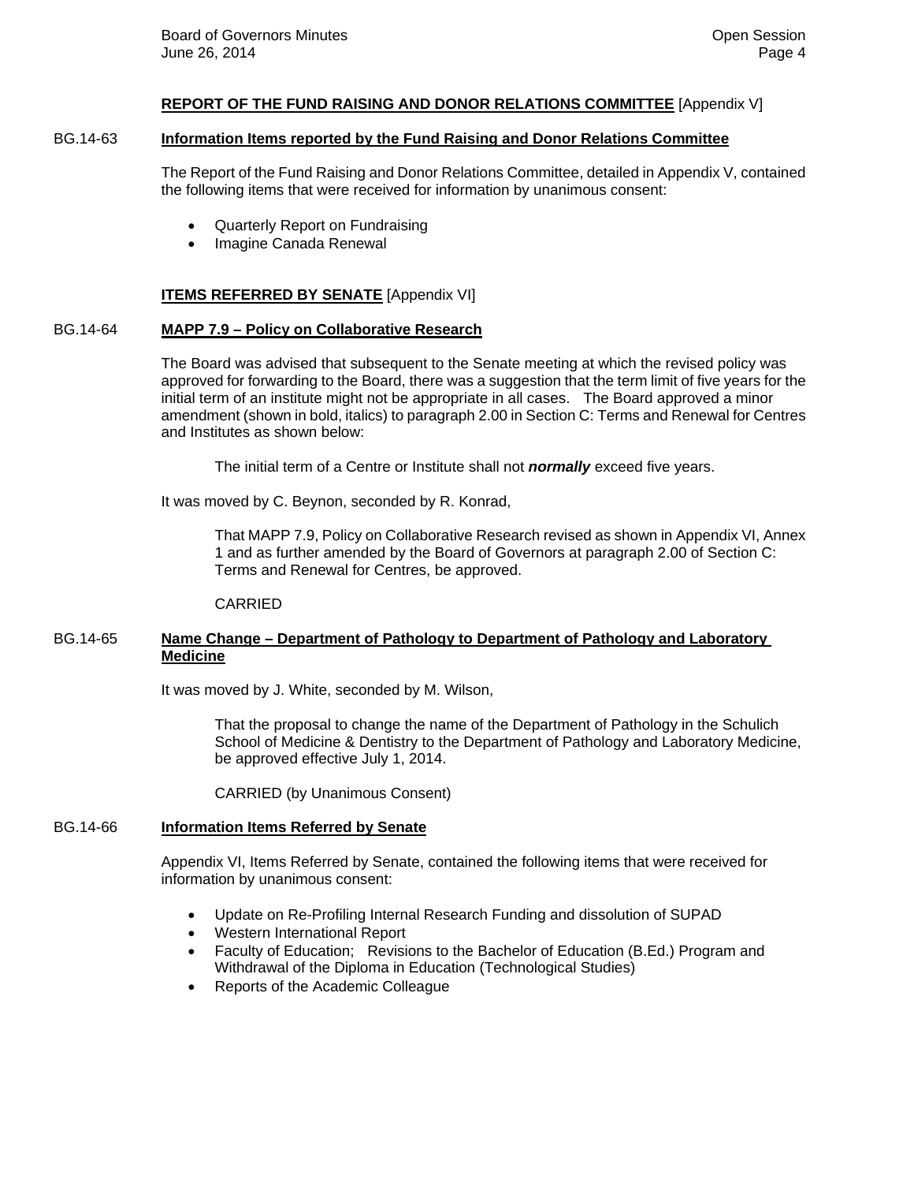**REPORT OF THE FUND RAISING AND DONOR RELATIONS COMMITTEE** [Appendix V]

BG.14-63 **Information Items reported by the Fund Raising and Donor Relations Committee**

The Report of the Fund Raising and Donor Relations Committee, detailed in Appendix V, contained the following items that were received for information by unanimous consent:

- Quarterly Report on Fundraising
- Imagine Canada Renewal

**ITEMS REFERRED BY SENATE** [Appendix VI]

BG.14-64 **MAPP 7.9 – Policy on Collaborative Research**

The Board was advised that subsequent to the Senate meeting at which the revised policy was approved for forwarding to the Board, there was a suggestion that the term limit of five years for the initial term of an institute might not be appropriate in all cases. The Board approved a minor amendment (shown in bold, italics) to paragraph 2.00 in Section C: Terms and Renewal for Centres and Institutes as shown below:

> The initial term of a Centre or Institute shall not ***normally*** exceed five years.

It was moved by C. Beynon, seconded by R. Konrad,

> That MAPP 7.9, Policy on Collaborative Research revised as shown in Appendix VI, Annex 1 and as further amended by the Board of Governors at paragraph 2.00 of Section C: Terms and Renewal for Centres, be approved.
>
> CARRIED

BG.14-65 **Name Change – Department of Pathology to Department of Pathology and Laboratory Medicine**

It was moved by J. White, seconded by M. Wilson,

> That the proposal to change the name of the Department of Pathology in the Schulich School of Medicine & Dentistry to the Department of Pathology and Laboratory Medicine, be approved effective July 1, 2014.
>
> CARRIED (by Unanimous Consent)

BG.14-66 **Information Items Referred by Senate**

Appendix VI, Items Referred by Senate, contained the following items that were received for information by unanimous consent:

- Update on Re-Profiling Internal Research Funding and dissolution of SUPAD
- Western International Report
- Faculty of Education; Revisions to the Bachelor of Education (B.Ed.) Program and Withdrawal of the Diploma in Education (Technological Studies)
- Reports of the Academic Colleague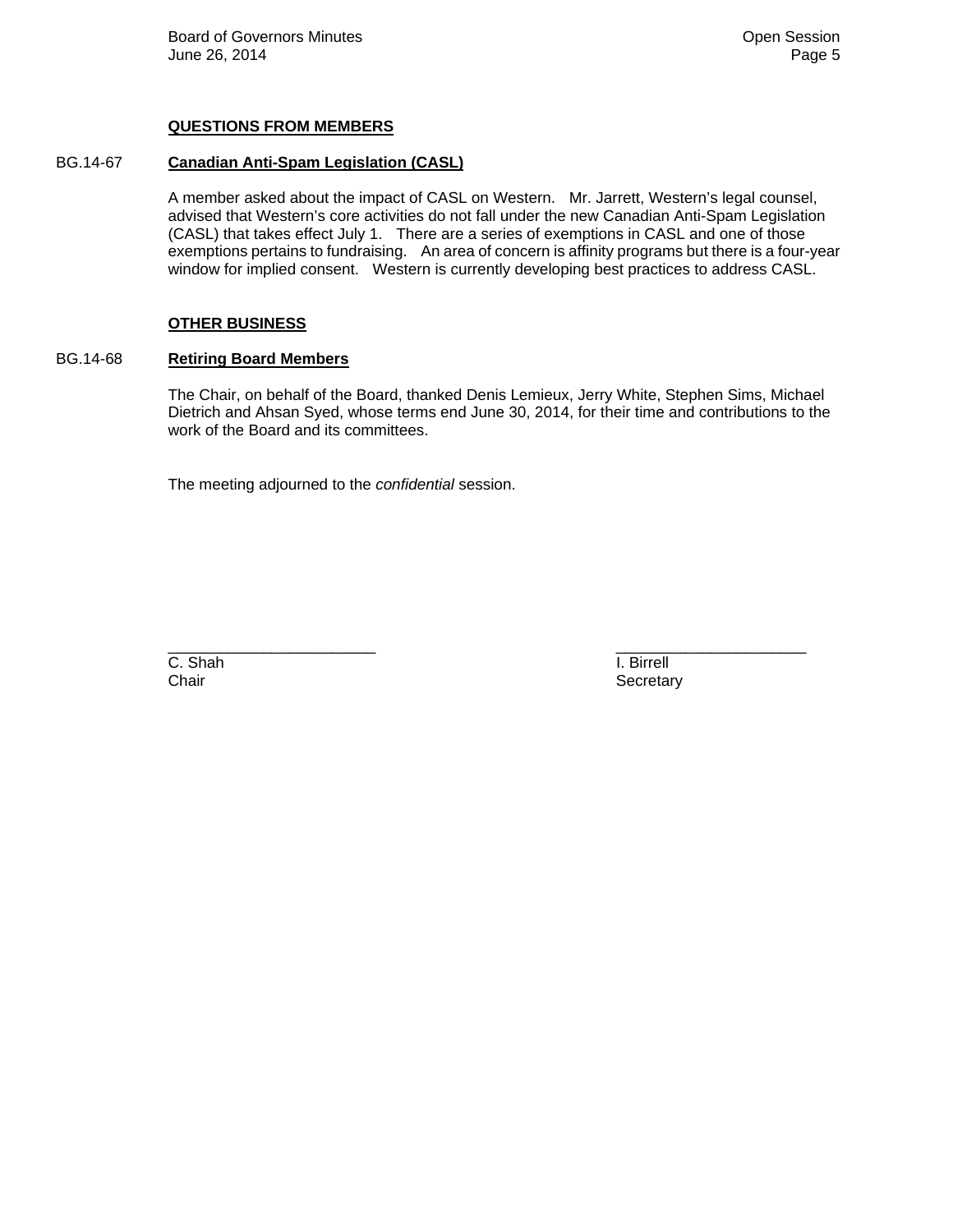**QUESTIONS FROM MEMBERS**

BG.14-67 **Canadian Anti-Spam Legislation (CASL)**

A member asked about the impact of CASL on Western. Mr. Jarrett, Western's legal counsel, advised that Western's core activities do not fall under the new Canadian Anti-Spam Legislation (CASL) that takes effect July 1. There are a series of exemptions in CASL and one of those exemptions pertains to fundraising. An area of concern is affinity programs but there is a four-year window for implied consent. Western is currently developing best practices to address CASL.

**OTHER BUSINESS**

BG.14-68 **Retiring Board Members**

The Chair, on behalf of the Board, thanked Denis Lemieux, Jerry White, Stephen Sims, Michael Dietrich and Ahsan Syed, whose terms end June 30, 2014, for their time and contributions to the work of the Board and its committees.

The meeting adjourned to the *confidential* session.

\_\_\_\_\_\_\_\_\_\_\_\_\_\_\_\_\_\_\_\_\_\_\_\_
C. Shah
Chair

\_\_\_\_\_\_\_\_\_\_\_\_\_\_\_\_\_\_\_\_\_\_\_\_
I. Birrell
Secretary